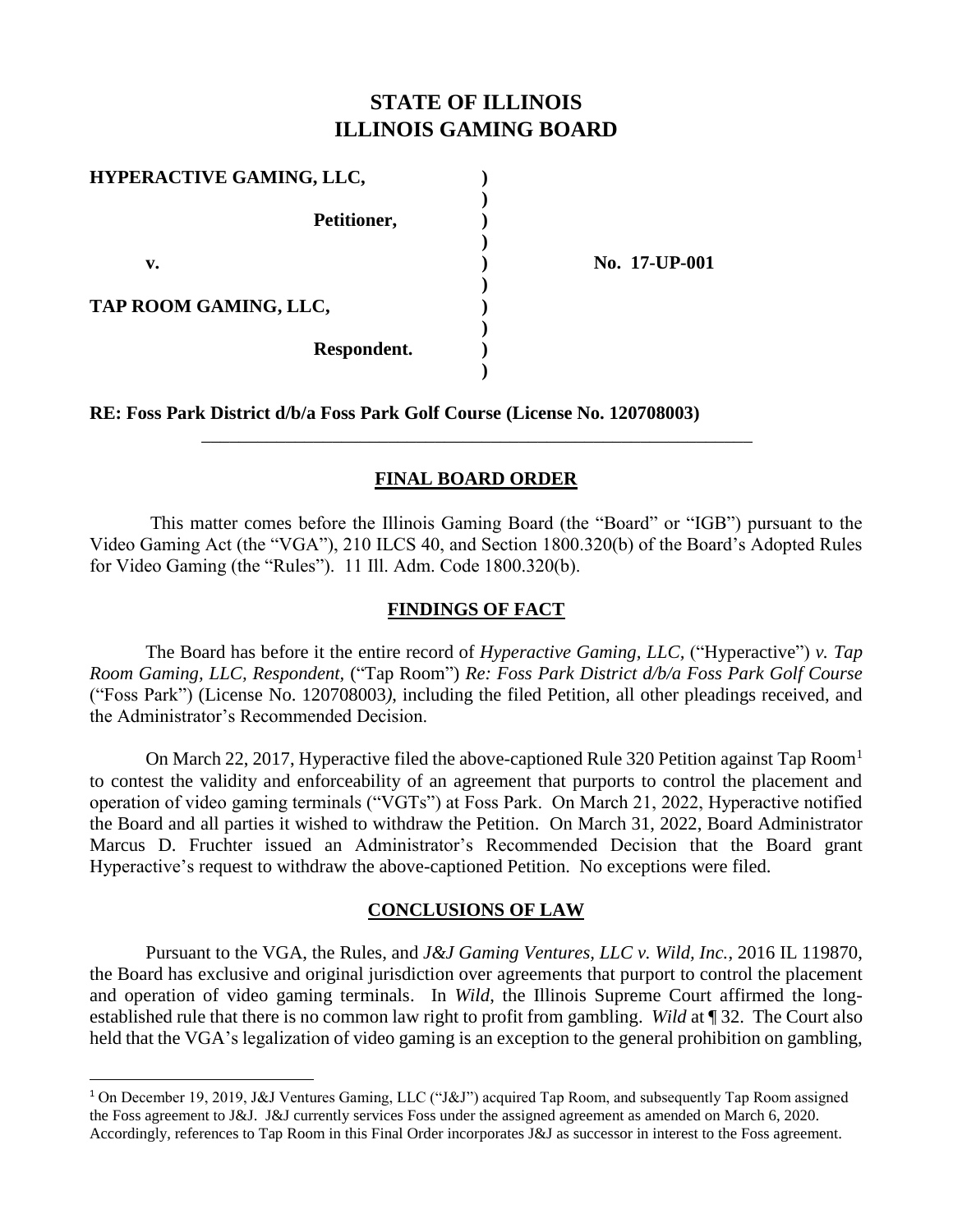# STATE OF ILLINOIS
# ILLINOIS GAMING BOARD

**HYPERACTIVE GAMING, LLC,**

**Petitioner,**

**v.** **No. 17-UP-001**

**TAP ROOM GAMING, LLC,**

**Respondent.**

**RE: Foss Park District d/b/a Foss Park Golf Course (License No. 120708003)**

## FINAL BOARD ORDER

This matter comes before the Illinois Gaming Board (the "Board" or "IGB") pursuant to the Video Gaming Act (the "VGA"), 210 ILCS 40, and Section 1800.320(b) of the Board's Adopted Rules for Video Gaming (the "Rules"). 11 Ill. Adm. Code 1800.320(b).

## FINDINGS OF FACT

The Board has before it the entire record of *Hyperactive Gaming, LLC,* ("Hyperactive") *v. Tap Room Gaming, LLC, Respondent,* ("Tap Room") *Re: Foss Park District d/b/a Foss Park Golf Course* ("Foss Park") (License No. 120708003*)*, including the filed Petition, all other pleadings received, and the Administrator's Recommended Decision.

On March 22, 2017, Hyperactive filed the above-captioned Rule 320 Petition against Tap Room[1] to contest the validity and enforceability of an agreement that purports to control the placement and operation of video gaming terminals ("VGTs") at Foss Park. On March 21, 2022, Hyperactive notified the Board and all parties it wished to withdraw the Petition. On March 31, 2022, Board Administrator Marcus D. Fruchter issued an Administrator's Recommended Decision that the Board grant Hyperactive's request to withdraw the above-captioned Petition. No exceptions were filed.

## CONCLUSIONS OF LAW

Pursuant to the VGA, the Rules, and *J&J Gaming Ventures, LLC v. Wild, Inc.*, 2016 IL 119870, the Board has exclusive and original jurisdiction over agreements that purport to control the placement and operation of video gaming terminals. In *Wild*, the Illinois Supreme Court affirmed the long-established rule that there is no common law right to profit from gambling. *Wild* at ¶ 32. The Court also held that the VGA's legalization of video gaming is an exception to the general prohibition on gambling,

[1] On December 19, 2019, J&J Ventures Gaming, LLC ("J&J") acquired Tap Room, and subsequently Tap Room assigned the Foss agreement to J&J. J&J currently services Foss under the assigned agreement as amended on March 6, 2020. Accordingly, references to Tap Room in this Final Order incorporates J&J as successor in interest to the Foss agreement.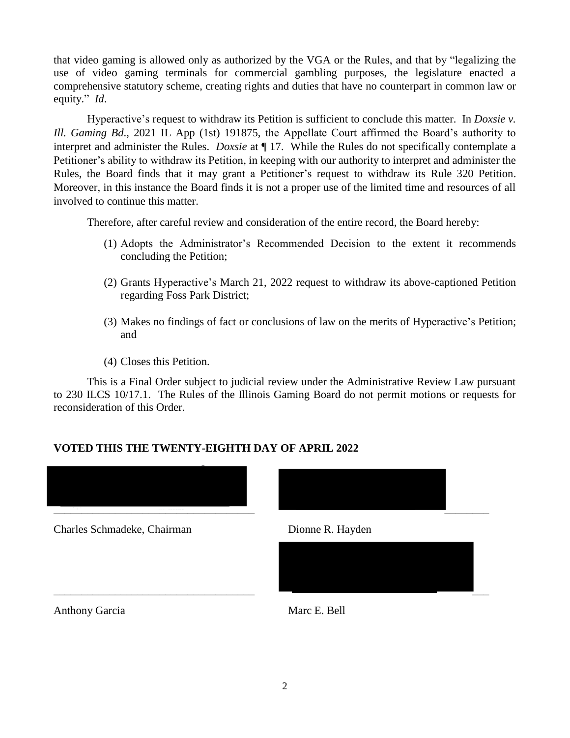that video gaming is allowed only as authorized by the VGA or the Rules, and that by "legalizing the use of video gaming terminals for commercial gambling purposes, the legislature enacted a comprehensive statutory scheme, creating rights and duties that have no counterpart in common law or equity." *Id*.

Hyperactive's request to withdraw its Petition is sufficient to conclude this matter. In *Doxsie v. Ill. Gaming Bd*., 2021 IL App (1st) 191875, the Appellate Court affirmed the Board's authority to interpret and administer the Rules. *Doxsie* at ¶ 17. While the Rules do not specifically contemplate a Petitioner's ability to withdraw its Petition, in keeping with our authority to interpret and administer the Rules, the Board finds that it may grant a Petitioner's request to withdraw its Rule 320 Petition. Moreover, in this instance the Board finds it is not a proper use of the limited time and resources of all involved to continue this matter.

Therefore, after careful review and consideration of the entire record, the Board hereby:

(1) Adopts the Administrator's Recommended Decision to the extent it recommends concluding the Petition;

(2) Grants Hyperactive's March 21, 2022 request to withdraw its above-captioned Petition regarding Foss Park District;

(3) Makes no findings of fact or conclusions of law on the merits of Hyperactive's Petition; and

(4) Closes this Petition.

This is a Final Order subject to judicial review under the Administrative Review Law pursuant to 230 ILCS 10/17.1. The Rules of the Illinois Gaming Board do not permit motions or requests for reconsideration of this Order.

**VOTED THIS THE TWENTY-EIGHTH DAY OF APRIL 2022**

\_\_\_\_\_\_\_\_\_\_\_\_\_\_\_\_\_\_\_\_\_\_\_\_\_\_\_\_\_\_\_\_\_\_\_
Charles Schmadeke, Chairman

\_\_\_\_\_\_\_\_\_\_\_\_\_\_\_\_\_\_\_\_\_\_\_\_\_\_\_\_\_\_\_\_\_\_\_
Dionne R. Hayden

\_\_\_\_\_\_\_\_\_\_\_\_\_\_\_\_\_\_\_\_\_\_\_\_\_\_\_\_\_\_\_\_\_\_\_
Anthony Garcia

\_\_\_\_\_\_\_\_\_\_\_\_\_\_\_\_\_\_\_\_\_\_\_\_\_\_\_\_\_\_\_\_\_\_\_
Marc E. Bell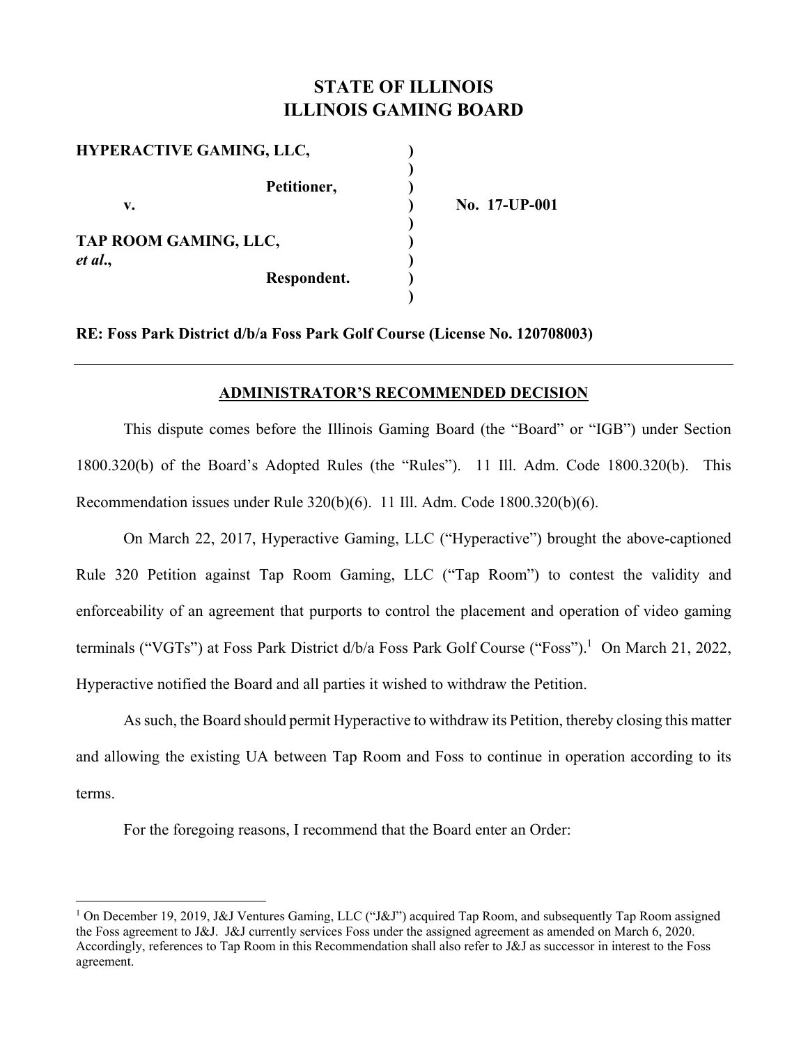# STATE OF ILLINOIS
# ILLINOIS GAMING BOARD

**HYPERACTIVE GAMING, LLC,** )
)
**Petitioner,** )
**v.** ) **No. 17-UP-001**
)
**TAP ROOM GAMING, LLC,** )
***et al*.,** )
**Respondent.** )
)

**RE: Foss Park District d/b/a Foss Park Golf Course (License No. 120708003)**

---

## ADMINISTRATOR'S RECOMMENDED DECISION

This dispute comes before the Illinois Gaming Board (the "Board" or "IGB") under Section 1800.320(b) of the Board's Adopted Rules (the "Rules"). 11 Ill. Adm. Code 1800.320(b). This Recommendation issues under Rule 320(b)(6). 11 Ill. Adm. Code 1800.320(b)(6).

On March 22, 2017, Hyperactive Gaming, LLC ("Hyperactive") brought the above-captioned Rule 320 Petition against Tap Room Gaming, LLC ("Tap Room") to contest the validity and enforceability of an agreement that purports to control the placement and operation of video gaming terminals ("VGTs") at Foss Park District d/b/a Foss Park Golf Course ("Foss").[1] On March 21, 2022, Hyperactive notified the Board and all parties it wished to withdraw the Petition.

As such, the Board should permit Hyperactive to withdraw its Petition, thereby closing this matter and allowing the existing UA between Tap Room and Foss to continue in operation according to its terms.

For the foregoing reasons, I recommend that the Board enter an Order:

---

[1] On December 19, 2019, J&J Ventures Gaming, LLC ("J&J") acquired Tap Room, and subsequently Tap Room assigned the Foss agreement to J&J. J&J currently services Foss under the assigned agreement as amended on March 6, 2020. Accordingly, references to Tap Room in this Recommendation shall also refer to J&J as successor in interest to the Foss agreement.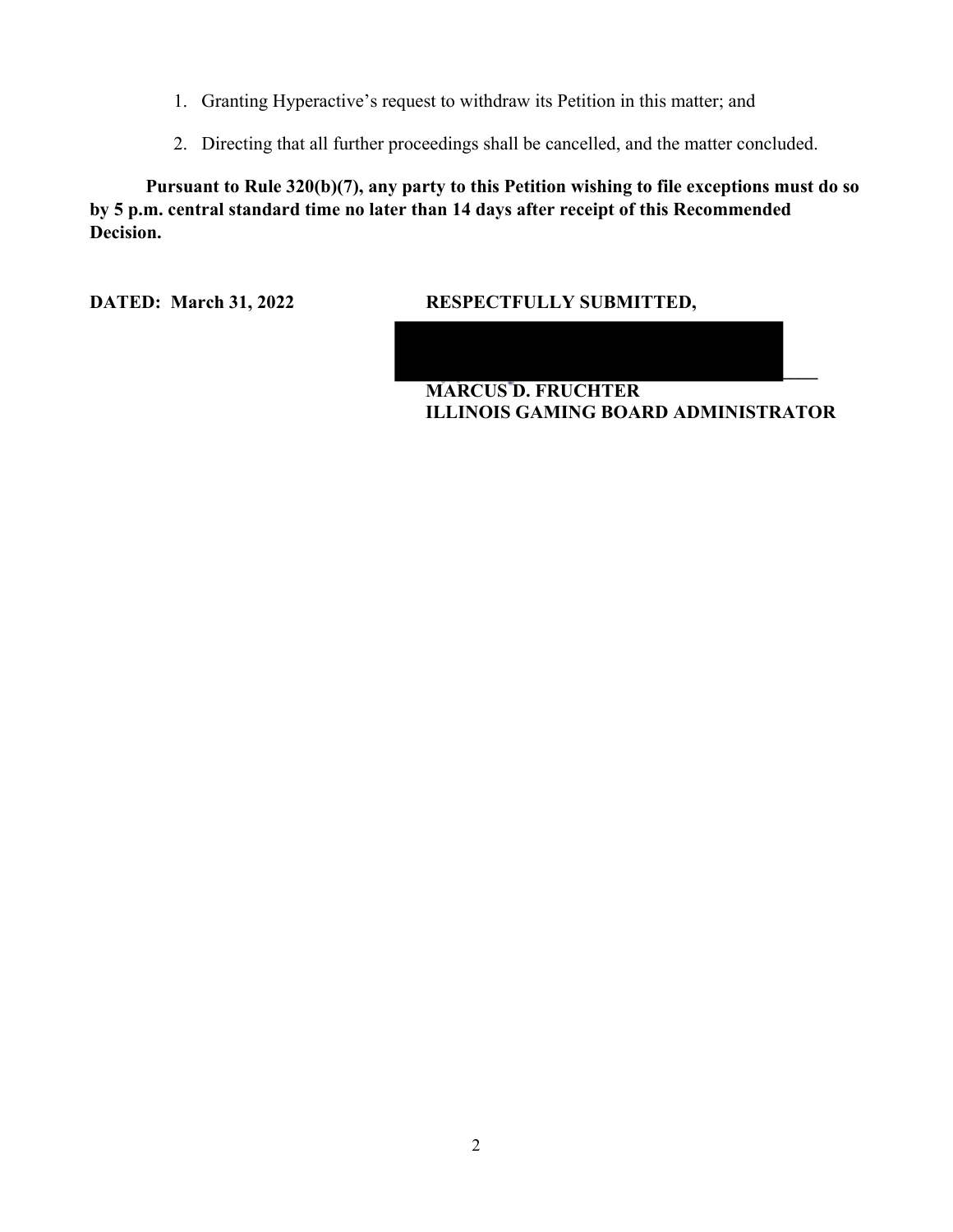1. Granting Hyperactive's request to withdraw its Petition in this matter; and
2. Directing that all further proceedings shall be cancelled, and the matter concluded.

**Pursuant to Rule 320(b)(7), any party to this Petition wishing to file exceptions must do so by 5 p.m. central standard time no later than 14 days after receipt of this Recommended Decision.**

**DATED: March 31, 2022**

**RESPECTFULLY SUBMITTED,**

**MARCUS D. FRUCHTER**
**ILLINOIS GAMING BOARD ADMINISTRATOR**